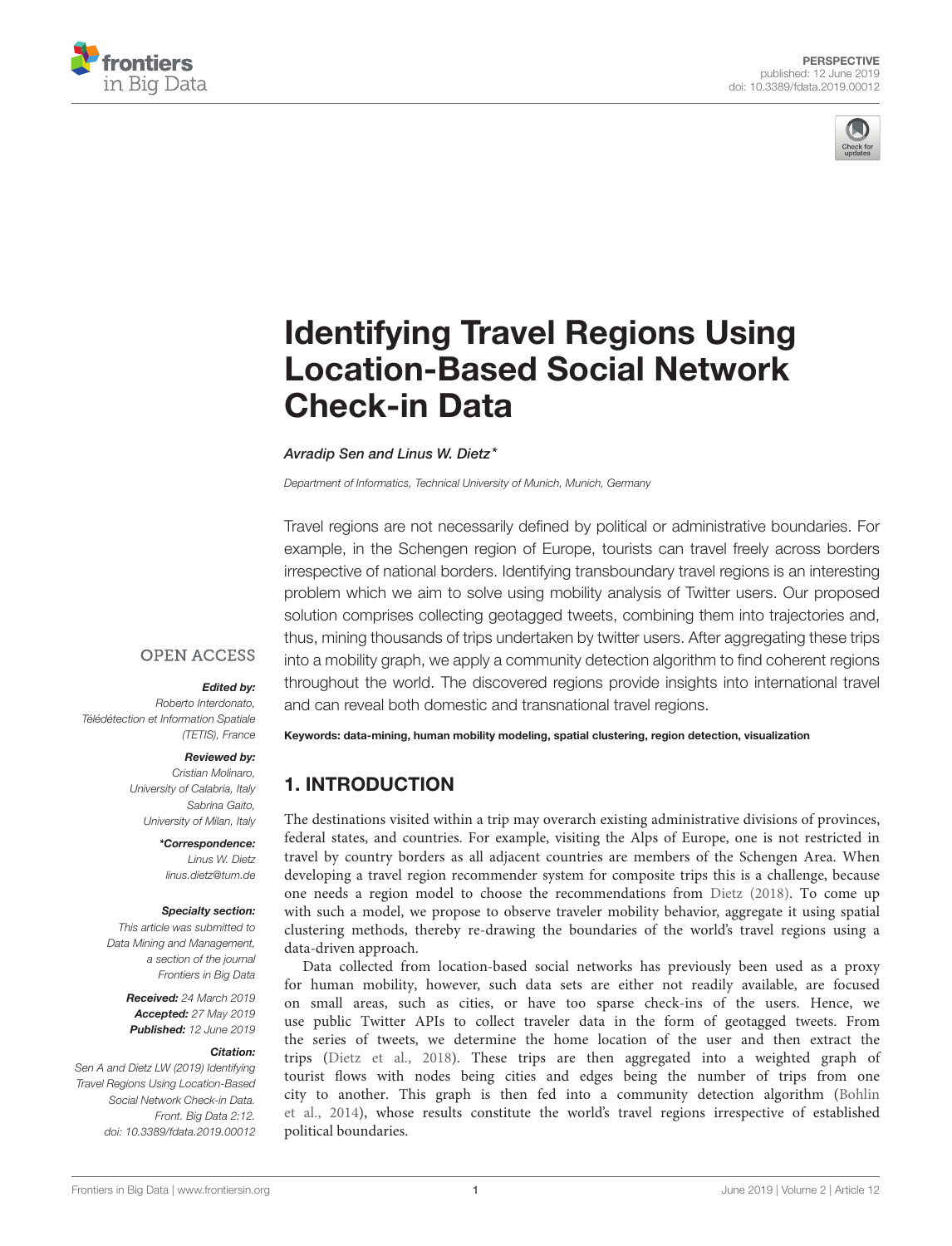PERSPECTIVE
published: 12 June 2019
doi: 10.3389/fdata.2019.00012

# Identifying Travel Regions Using Location-Based Social Network Check-in Data

*Avradip Sen and Linus W. Dietz\**

*Department of Informatics, Technical University of Munich, Munich, Germany*

Travel regions are not necessarily defined by political or administrative boundaries. For example, in the Schengen region of Europe, tourists can travel freely across borders irrespective of national borders. Identifying transboundary travel regions is an interesting problem which we aim to solve using mobility analysis of Twitter users. Our proposed solution comprises collecting geotagged tweets, combining them into trajectories and, thus, mining thousands of trips undertaken by twitter users. After aggregating these trips into a mobility graph, we apply a community detection algorithm to find coherent regions throughout the world. The discovered regions provide insights into international travel and can reveal both domestic and transnational travel regions.

**Keywords: data-mining, human mobility modeling, spatial clustering, region detection, visualization**

OPEN ACCESS

***Edited by:***
*Roberto Interdonato, Télédétection et Information Spatiale (TETIS), France*

***Reviewed by:***
*Cristian Molinaro, University of Calabria, Italy*
*Sabrina Gaito, University of Milan, Italy*

***\*Correspondence:***
*Linus W. Dietz*
*linus.dietz@tum.de*

***Specialty section:***
*This article was submitted to Data Mining and Management, a section of the journal Frontiers in Big Data*

***Received:*** *24 March 2019*
***Accepted:*** *27 May 2019*
***Published:*** *12 June 2019*

***Citation:***
*Sen A and Dietz LW (2019) Identifying Travel Regions Using Location-Based Social Network Check-in Data. Front. Big Data 2:12. doi: 10.3389/fdata.2019.00012*

## 1. INTRODUCTION

The destinations visited within a trip may overarch existing administrative divisions of provinces, federal states, and countries. For example, visiting the Alps of Europe, one is not restricted in travel by country borders as all adjacent countries are members of the Schengen Area. When developing a travel region recommender system for composite trips this is a challenge, because one needs a region model to choose the recommendations from Dietz (2018). To come up with such a model, we propose to observe traveler mobility behavior, aggregate it using spatial clustering methods, thereby re-drawing the boundaries of the world's travel regions using a data-driven approach.

Data collected from location-based social networks has previously been used as a proxy for human mobility, however, such data sets are either not readily available, are focused on small areas, such as cities, or have too sparse check-ins of the users. Hence, we use public Twitter APIs to collect traveler data in the form of geotagged tweets. From the series of tweets, we determine the home location of the user and then extract the trips (Dietz et al., 2018). These trips are then aggregated into a weighted graph of tourist flows with nodes being cities and edges being the number of trips from one city to another. This graph is then fed into a community detection algorithm (Bohlin et al., 2014), whose results constitute the world's travel regions irrespective of established political boundaries.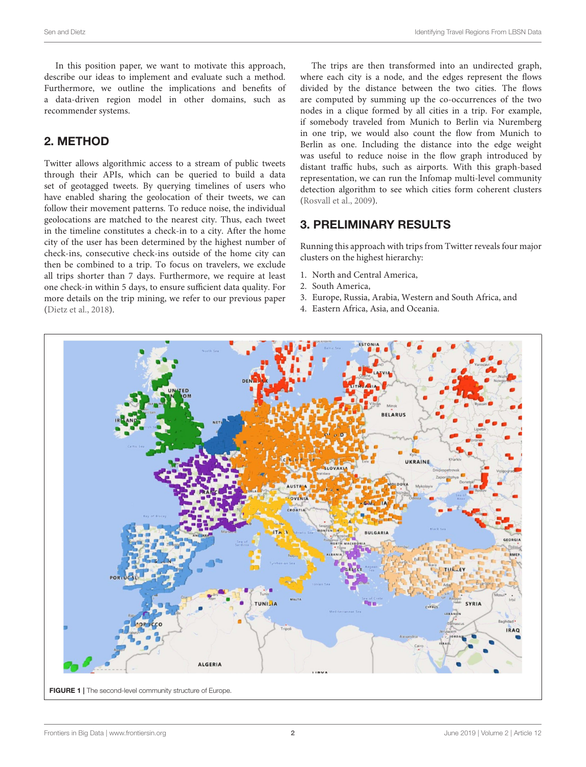In this position paper, we want to motivate this approach, describe our ideas to implement and evaluate such a method. Furthermore, we outline the implications and benefits of a data-driven region model in other domains, such as recommender systems.

## 2. METHOD

Twitter allows algorithmic access to a stream of public tweets through their APIs, which can be queried to build a data set of geotagged tweets. By querying timelines of users who have enabled sharing the geolocation of their tweets, we can follow their movement patterns. To reduce noise, the individual geolocations are matched to the nearest city. Thus, each tweet in the timeline constitutes a check-in to a city. After the home city of the user has been determined by the highest number of check-ins, consecutive check-ins outside of the home city can then be combined to a trip. To focus on travelers, we exclude all trips shorter than 7 days. Furthermore, we require at least one check-in within 5 days, to ensure sufficient data quality. For more details on the trip mining, we refer to our previous paper (Dietz et al., 2018).

The trips are then transformed into an undirected graph, where each city is a node, and the edges represent the flows divided by the distance between the two cities. The flows are computed by summing up the co-occurrences of the two nodes in a clique formed by all cities in a trip. For example, if somebody traveled from Munich to Berlin via Nuremberg in one trip, we would also count the flow from Munich to Berlin as one. Including the distance into the edge weight was useful to reduce noise in the flow graph introduced by distant traffic hubs, such as airports. With this graph-based representation, we can run the Infomap multi-level community detection algorithm to see which cities form coherent clusters (Rosvall et al., 2009).

## 3. PRELIMINARY RESULTS

Running this approach with trips from Twitter reveals four major clusters on the highest hierarchy:

1. North and Central America,
2. South America,
3. Europe, Russia, Arabia, Western and South Africa, and
4. Eastern Africa, Asia, and Oceania.

**FIGURE 1** | The second-level community structure of Europe.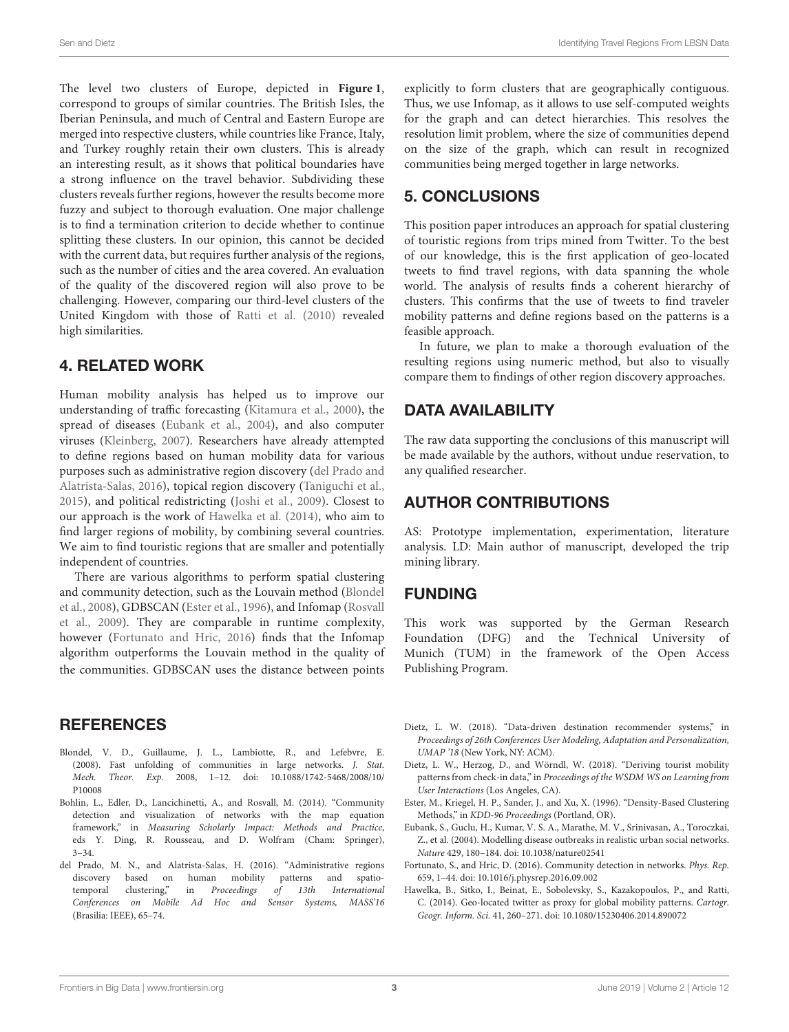The level two clusters of Europe, depicted in **Figure 1**, correspond to groups of similar countries. The British Isles, the Iberian Peninsula, and much of Central and Eastern Europe are merged into respective clusters, while countries like France, Italy, and Turkey roughly retain their own clusters. This is already an interesting result, as it shows that political boundaries have a strong influence on the travel behavior. Subdividing these clusters reveals further regions, however the results become more fuzzy and subject to thorough evaluation. One major challenge is to find a termination criterion to decide whether to continue splitting these clusters. In our opinion, this cannot be decided with the current data, but requires further analysis of the regions, such as the number of cities and the area covered. An evaluation of the quality of the discovered region will also prove to be challenging. However, comparing our third-level clusters of the United Kingdom with those of Ratti et al. (2010) revealed high similarities.

## 4. RELATED WORK

Human mobility analysis has helped us to improve our understanding of traffic forecasting (Kitamura et al., 2000), the spread of diseases (Eubank et al., 2004), and also computer viruses (Kleinberg, 2007). Researchers have already attempted to define regions based on human mobility data for various purposes such as administrative region discovery (del Prado and Alatrista-Salas, 2016), topical region discovery (Taniguchi et al., 2015), and political redistricting (Joshi et al., 2009). Closest to our approach is the work of Hawelka et al. (2014), who aim to find larger regions of mobility, by combining several countries. We aim to find touristic regions that are smaller and potentially independent of countries.

There are various algorithms to perform spatial clustering and community detection, such as the Louvain method (Blondel et al., 2008), GDBSCAN (Ester et al., 1996), and Infomap (Rosvall et al., 2009). They are comparable in runtime complexity, however (Fortunato and Hric, 2016) finds that the Infomap algorithm outperforms the Louvain method in the quality of the communities. GDBSCAN uses the distance between points explicitly to form clusters that are geographically contiguous. Thus, we use Infomap, as it allows to use self-computed weights for the graph and can detect hierarchies. This resolves the resolution limit problem, where the size of communities depend on the size of the graph, which can result in recognized communities being merged together in large networks.

## 5. CONCLUSIONS

This position paper introduces an approach for spatial clustering of touristic regions from trips mined from Twitter. To the best of our knowledge, this is the first application of geo-located tweets to find travel regions, with data spanning the whole world. The analysis of results finds a coherent hierarchy of clusters. This confirms that the use of tweets to find traveler mobility patterns and define regions based on the patterns is a feasible approach.

In future, we plan to make a thorough evaluation of the resulting regions using numeric method, but also to visually compare them to findings of other region discovery approaches.

## DATA AVAILABILITY

The raw data supporting the conclusions of this manuscript will be made available by the authors, without undue reservation, to any qualified researcher.

## AUTHOR CONTRIBUTIONS

AS: Prototype implementation, experimentation, literature analysis. LD: Main author of manuscript, developed the trip mining library.

## FUNDING

This work was supported by the German Research Foundation (DFG) and the Technical University of Munich (TUM) in the framework of the Open Access Publishing Program.

## REFERENCES

Blondel, V. D., Guillaume, J. L., Lambiotte, R., and Lefebvre, E. (2008). Fast unfolding of communities in large networks. *J. Stat. Mech. Theor. Exp.* 2008, 1–12. doi: 10.1088/1742-5468/2008/10/P10008

Bohlin, L., Edler, D., Lancichinetti, A., and Rosvall, M. (2014). "Community detection and visualization of networks with the map equation framework," in *Measuring Scholarly Impact: Methods and Practice*, eds Y. Ding, R. Rousseau, and D. Wolfram (Cham: Springer), 3–34.

del Prado, M. N., and Alatrista-Salas, H. (2016). "Administrative regions discovery based on human mobility patterns and spatio-temporal clustering," in *Proceedings of 13th International Conferences on Mobile Ad Hoc and Sensor Systems, MASS'16* (Brasilia: IEEE), 65–74.

Dietz, L. W. (2018). "Data-driven destination recommender systems," in *Proceedings of 26th Conferences User Modeling, Adaptation and Personalization, UMAP '18* (New York, NY: ACM).

Dietz, L. W., Herzog, D., and Wörndl, W. (2018). "Deriving tourist mobility patterns from check-in data," in *Proceedings of the WSDM WS on Learning from User Interactions* (Los Angeles, CA).

Ester, M., Kriegel, H. P., Sander, J., and Xu, X. (1996). "Density-Based Clustering Methods," in *KDD-96 Proceedings* (Portland, OR).

Eubank, S., Guclu, H., Kumar, V. S. A., Marathe, M. V., Srinivasan, A., Toroczkai, Z., et al. (2004). Modelling disease outbreaks in realistic urban social networks. *Nature* 429, 180–184. doi: 10.1038/nature02541

Fortunato, S., and Hric, D. (2016). Community detection in networks. *Phys. Rep.* 659, 1–44. doi: 10.1016/j.physrep.2016.09.002

Hawelka, B., Sitko, I., Beinat, E., Sobolevsky, S., Kazakopoulos, P., and Ratti, C. (2014). Geo-located twitter as proxy for global mobility patterns. *Cartogr. Geogr. Inform. Sci.* 41, 260–271. doi: 10.1080/15230406.2014.890072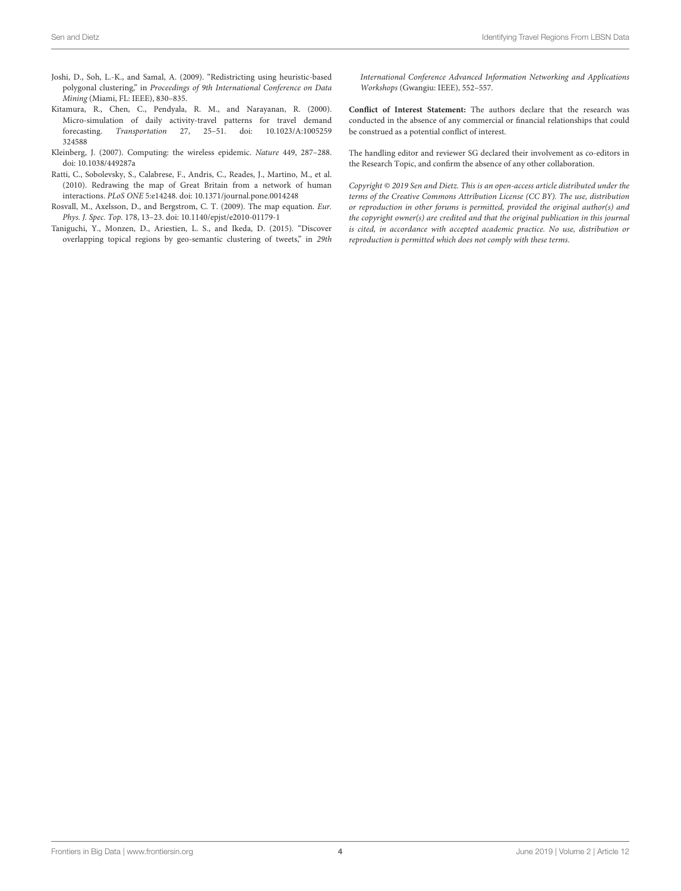Joshi, D., Soh, L.-K., and Samal, A. (2009). "Redistricting using heuristic-based polygonal clustering," in *Proceedings of 9th International Conference on Data Mining* (Miami, FL: IEEE), 830–835.

Kitamura, R., Chen, C., Pendyala, R. M., and Narayanan, R. (2000). Micro-simulation of daily activity-travel patterns for travel demand forecasting. *Transportation* 27, 25–51. doi: 10.1023/A:1005259324588

Kleinberg, J. (2007). Computing: the wireless epidemic. *Nature* 449, 287–288. doi: 10.1038/449287a

Ratti, C., Sobolevsky, S., Calabrese, F., Andris, C., Reades, J., Martino, M., et al. (2010). Redrawing the map of Great Britain from a network of human interactions. *PLoS ONE* 5:e14248. doi: 10.1371/journal.pone.0014248

Rosvall, M., Axelsson, D., and Bergstrom, C. T. (2009). The map equation. *Eur. Phys. J. Spec. Top.* 178, 13–23. doi: 10.1140/epjst/e2010-01179-1

Taniguchi, Y., Monzen, D., Ariestien, L. S., and Ikeda, D. (2015). "Discover overlapping topical regions by geo-semantic clustering of tweets," in *29th International Conference Advanced Information Networking and Applications Workshops* (Gwangiu: IEEE), 552–557.

**Conflict of Interest Statement:** The authors declare that the research was conducted in the absence of any commercial or financial relationships that could be construed as a potential conflict of interest.

The handling editor and reviewer SG declared their involvement as co-editors in the Research Topic, and confirm the absence of any other collaboration.

*Copyright © 2019 Sen and Dietz. This is an open-access article distributed under the terms of the Creative Commons Attribution License (CC BY). The use, distribution or reproduction in other forums is permitted, provided the original author(s) and the copyright owner(s) are credited and that the original publication in this journal is cited, in accordance with accepted academic practice. No use, distribution or reproduction is permitted which does not comply with these terms.*